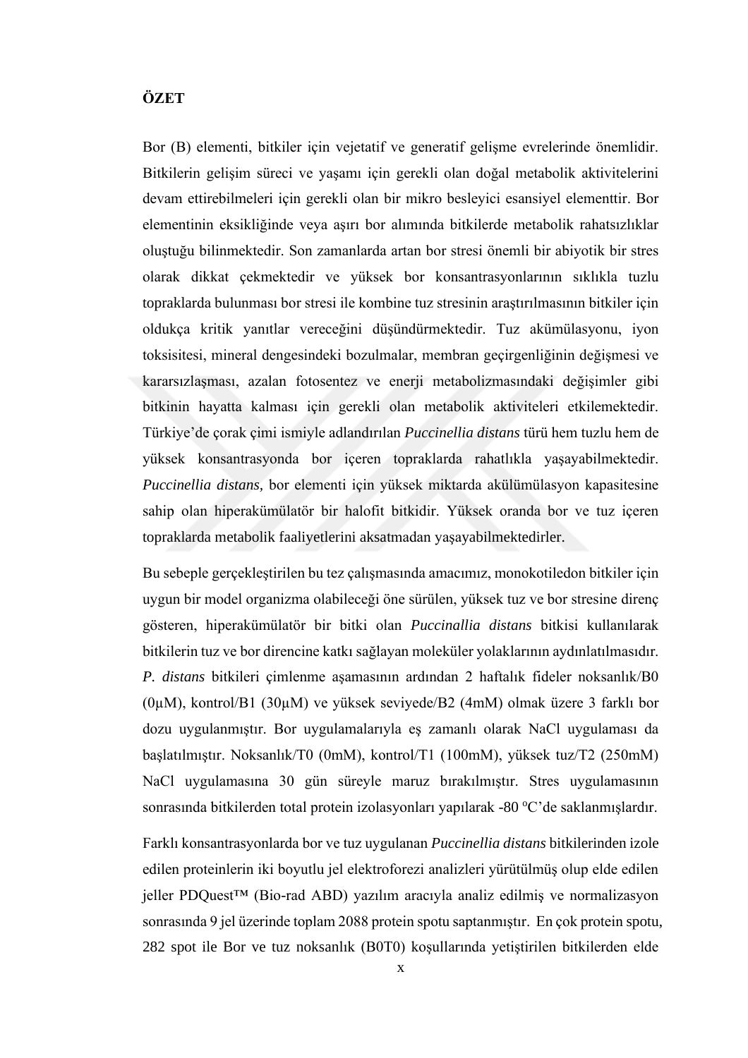**ÖZET**

Bor (B) elementi, bitkiler için vejetatif ve generatif gelişme evrelerinde önemlidir. Bitkilerin gelişim süreci ve yaşamı için gerekli olan doğal metabolik aktivitelerini devam ettirebilmeleri için gerekli olan bir mikro besleyici esansiyel elementtir. Bor elementinin eksikliğinde veya aşırı bor alımında bitkilerde metabolik rahatsızlıklar oluştuğu bilinmektedir. Son zamanlarda artan bor stresi önemli bir abiyotik bir stres olarak dikkat çekmektedir ve yüksek bor konsantrasyonlarının sıklıkla tuzlu topraklarda bulunması bor stresi ile kombine tuz stresinin araştırılmasının bitkiler için oldukça kritik yanıtlar vereceğini düşündürmektedir. Tuz akümülasyonu, iyon toksisitesi, mineral dengesindeki bozulmalar, membran geçirgenliğinin değişmesi ve kararsızlaşması, azalan fotosentez ve enerji metabolizmasındaki değişimler gibi bitkinin hayatta kalması için gerekli olan metabolik aktiviteleri etkilemektedir. Türkiye'de çorak çimi ismiyle adlandırılan *Puccinellia distans* türü hem tuzlu hem de yüksek konsantrasyonda bor içeren topraklarda rahatlıkla yaşayabilmektedir. *Puccinellia distans,* bor elementi için yüksek miktarda akülümülasyon kapasitesine sahip olan hiperakümülatör bir halofit bitkidir. Yüksek oranda bor ve tuz içeren topraklarda metabolik faaliyetlerini aksatmadan yaşayabilmektedirler.

Bu sebeple gerçekleştirilen bu tez çalışmasında amacımız, monokotiledon bitkiler için uygun bir model organizma olabileceği öne sürülen, yüksek tuz ve bor stresine direnç gösteren, hiperakümülatör bir bitki olan *Puccinallia distans* bitkisi kullanılarak bitkilerin tuz ve bor direncine katkı sağlayan moleküler yolaklarının aydınlatılmasıdır. *P. distans* bitkileri çimlenme aşamasının ardından 2 haftalık fideler noksanlık/B0 (0µM), kontrol/B1 (30µM) ve yüksek seviyede/B2 (4mM) olmak üzere 3 farklı bor dozu uygulanmıştır. Bor uygulamalarıyla eş zamanlı olarak NaCl uygulaması da başlatılmıştır. Noksanlık/T0 (0mM), kontrol/T1 (100mM), yüksek tuz/T2 (250mM) NaCl uygulamasına 30 gün süreyle maruz bırakılmıştır. Stres uygulamasının sonrasında bitkilerden total protein izolasyonları yapılarak -80 $^{o}$C'de saklanmışlardır.

Farklı konsantrasyonlarda bor ve tuz uygulanan *Puccinellia distans* bitkilerinden izole edilen proteinlerin iki boyutlu jel elektroforezi analizleri yürütülmüş olup elde edilen jeller PDQuest™ (Bio-rad ABD) yazılım aracıyla analiz edilmiş ve normalizasyon sonrasında 9 jel üzerinde toplam 2088 protein spotu saptanmıştır. En çok protein spotu, 282 spot ile Bor ve tuz noksanlık (B0T0) koşullarında yetiştirilen bitkilerden elde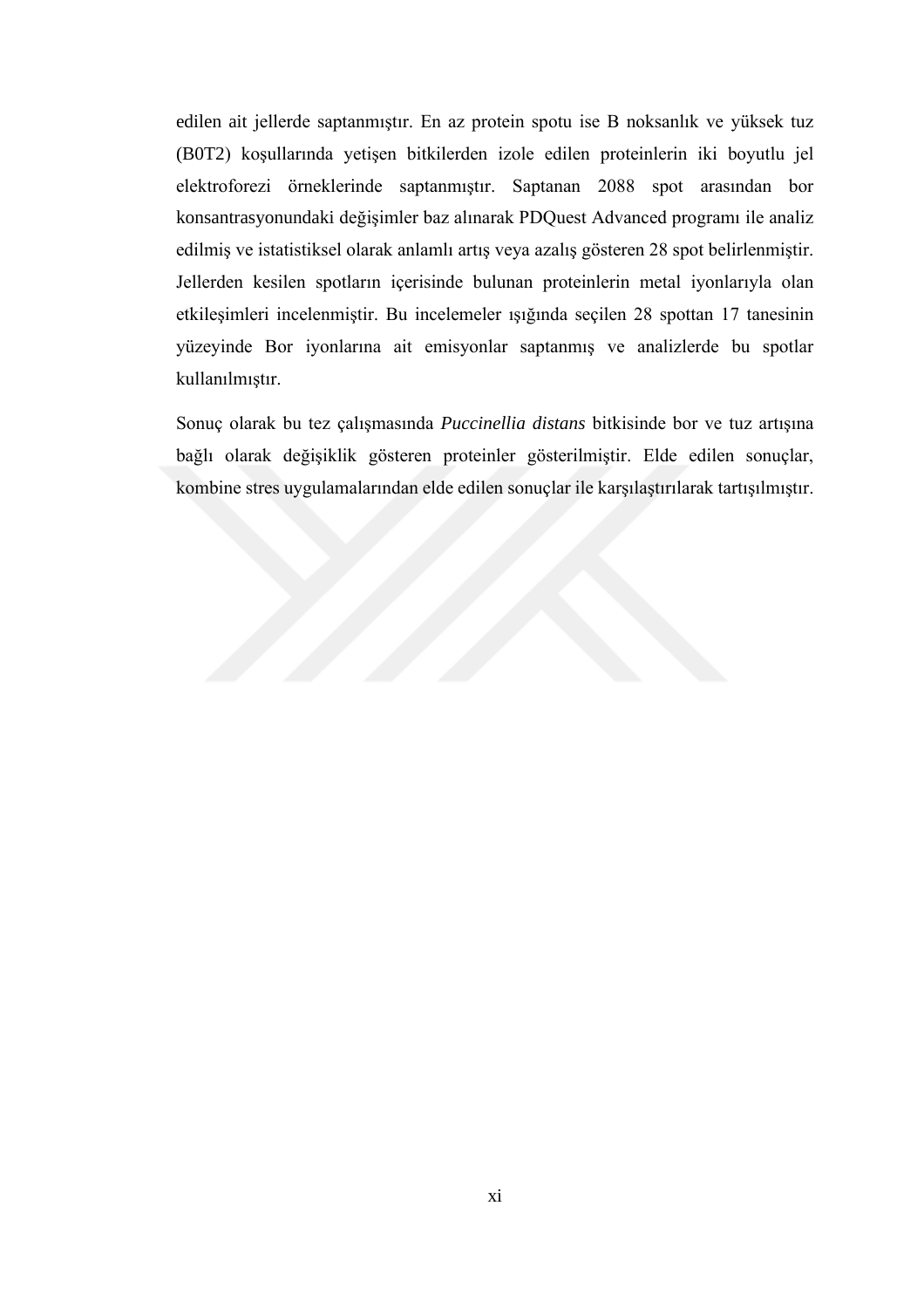edilen ait jellerde saptanmıştır. En az protein spotu ise B noksanlık ve yüksek tuz (B0T2) koşullarında yetişen bitkilerden izole edilen proteinlerin iki boyutlu jel elektroforezi örneklerinde saptanmıştır. Saptanan 2088 spot arasından bor konsantrasyonundaki değişimler baz alınarak PDQuest Advanced programı ile analiz edilmiş ve istatistiksel olarak anlamlı artış veya azalış gösteren 28 spot belirlenmiştir. Jellerden kesilen spotların içerisinde bulunan proteinlerin metal iyonlarıyla olan etkileşimleri incelenmiştir. Bu incelemeler ışığında seçilen 28 spottan 17 tanesinin yüzeyinde Bor iyonlarına ait emisyonlar saptanmış ve analizlerde bu spotlar kullanılmıştır.

Sonuç olarak bu tez çalışmasında *Puccinellia distans* bitkisinde bor ve tuz artışına bağlı olarak değişiklik gösteren proteinler gösterilmiştir. Elde edilen sonuçlar, kombine stres uygulamalarından elde edilen sonuçlar ile karşılaştırılarak tartışılmıştır.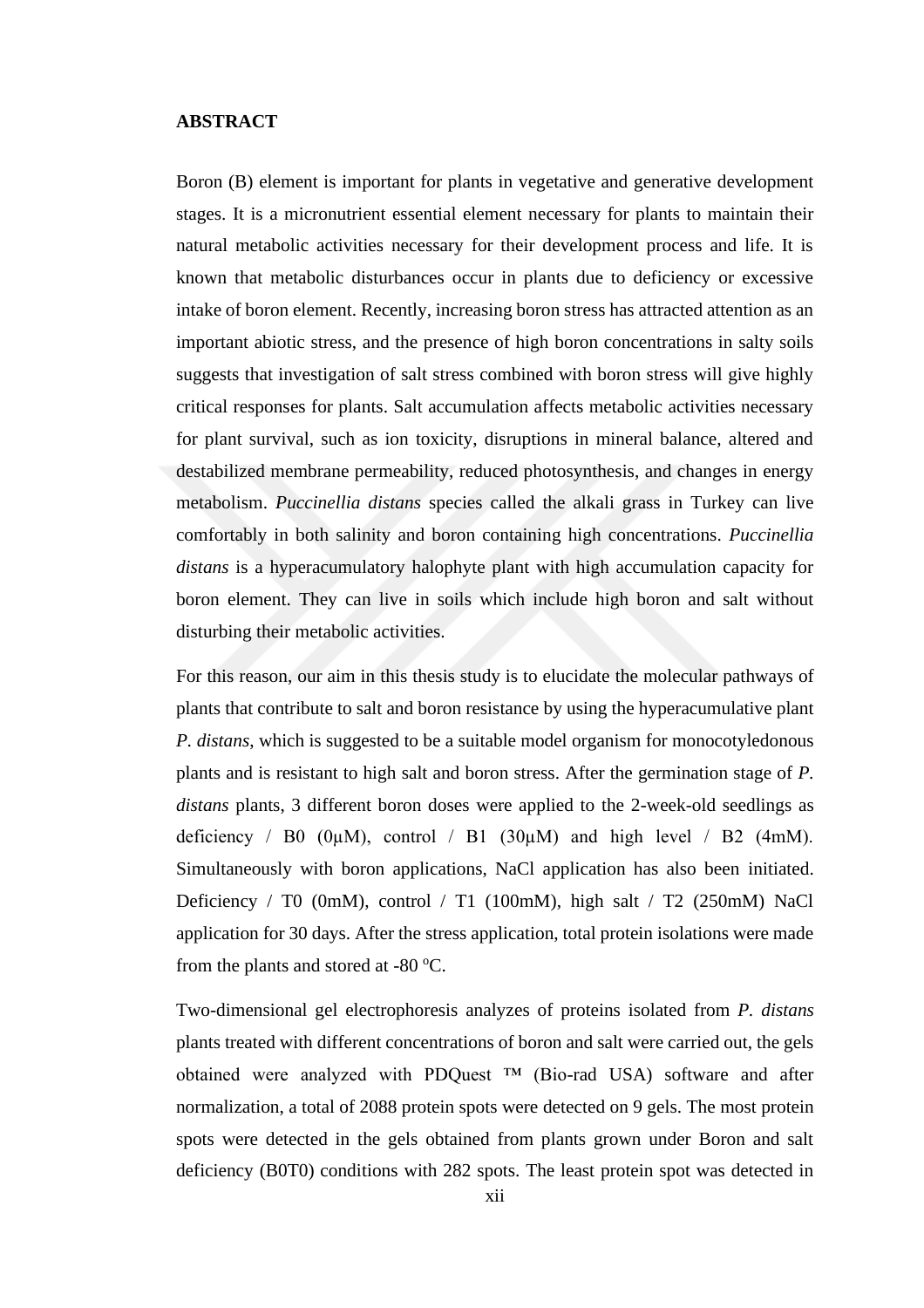**ABSTRACT**

Boron (B) element is important for plants in vegetative and generative development stages. It is a micronutrient essential element necessary for plants to maintain their natural metabolic activities necessary for their development process and life. It is known that metabolic disturbances occur in plants due to deficiency or excessive intake of boron element. Recently, increasing boron stress has attracted attention as an important abiotic stress, and the presence of high boron concentrations in salty soils suggests that investigation of salt stress combined with boron stress will give highly critical responses for plants. Salt accumulation affects metabolic activities necessary for plant survival, such as ion toxicity, disruptions in mineral balance, altered and destabilized membrane permeability, reduced photosynthesis, and changes in energy metabolism. *Puccinellia distans* species called the alkali grass in Turkey can live comfortably in both salinity and boron containing high concentrations. *Puccinellia distans* is a hyperacumulatory halophyte plant with high accumulation capacity for boron element. They can live in soils which include high boron and salt without disturbing their metabolic activities.

For this reason, our aim in this thesis study is to elucidate the molecular pathways of plants that contribute to salt and boron resistance by using the hyperacumulative plant *P. distans,* which is suggested to be a suitable model organism for monocotyledonous plants and is resistant to high salt and boron stress. After the germination stage of *P. distans* plants, 3 different boron doses were applied to the 2-week-old seedlings as deficiency / B0 (0μM), control / B1 (30μM) and high level / B2 (4mM). Simultaneously with boron applications, NaCl application has also been initiated. Deficiency / T0 (0mM), control / T1 (100mM), high salt / T2 (250mM) NaCl application for 30 days. After the stress application, total protein isolations were made from the plants and stored at -80 ºC.

Two-dimensional gel electrophoresis analyzes of proteins isolated from *P. distans* plants treated with different concentrations of boron and salt were carried out, the gels obtained were analyzed with PDQuest ™ (Bio-rad USA) software and after normalization, a total of 2088 protein spots were detected on 9 gels. The most protein spots were detected in the gels obtained from plants grown under Boron and salt deficiency (B0T0) conditions with 282 spots. The least protein spot was detected in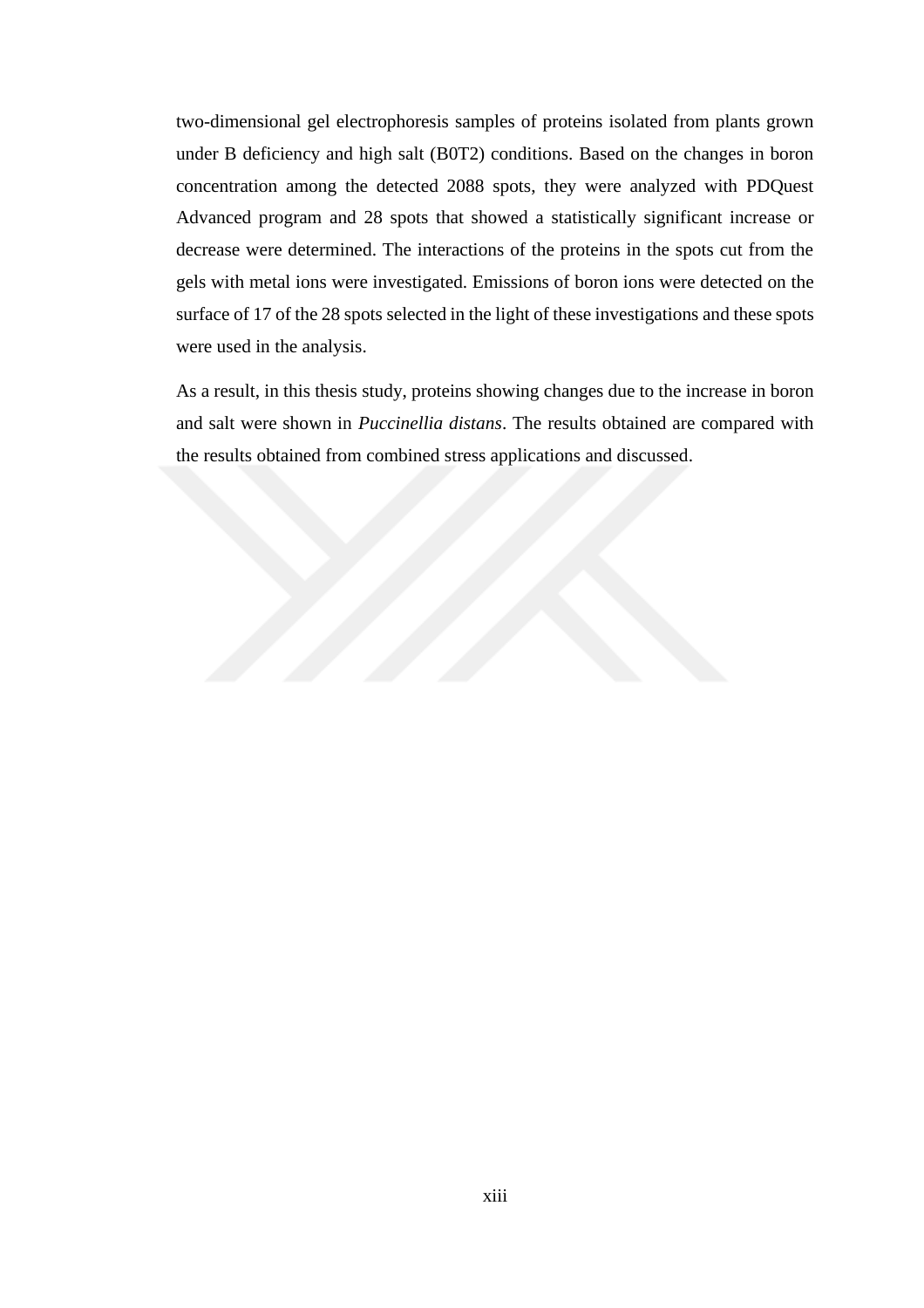two-dimensional gel electrophoresis samples of proteins isolated from plants grown under B deficiency and high salt (B0T2) conditions. Based on the changes in boron concentration among the detected 2088 spots, they were analyzed with PDQuest Advanced program and 28 spots that showed a statistically significant increase or decrease were determined. The interactions of the proteins in the spots cut from the gels with metal ions were investigated. Emissions of boron ions were detected on the surface of 17 of the 28 spots selected in the light of these investigations and these spots were used in the analysis.

As a result, in this thesis study, proteins showing changes due to the increase in boron and salt were shown in *Puccinellia distans*. The results obtained are compared with the results obtained from combined stress applications and discussed.